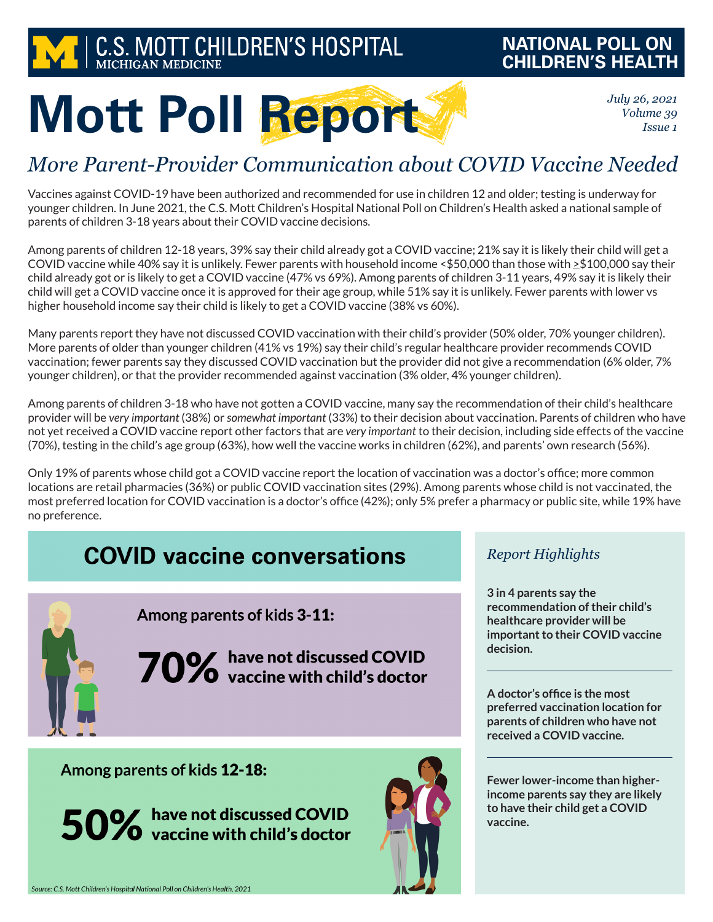C.S. MOTT CHILDREN'S HOSPITAL
MICHIGAN MEDICINE

NATIONAL POLL ON CHILDREN'S HEALTH

# Mott Poll Report

*July 26, 2021*
*Volume 39*
*Issue 1*

## *More Parent-Provider Communication about COVID Vaccine Needed*

Vaccines against COVID-19 have been authorized and recommended for use in children 12 and older; testing is underway for younger children. In June 2021, the C.S. Mott Children's Hospital National Poll on Children's Health asked a national sample of parents of children 3-18 years about their COVID vaccine decisions.

Among parents of children 12-18 years, 39% say their child already got a COVID vaccine; 21% say it is likely their child will get a COVID vaccine while 40% say it is unlikely. Fewer parents with household income <$50,000 than those with ≥$100,000 say their child already got or is likely to get a COVID vaccine (47% vs 69%). Among parents of children 3-11 years, 49% say it is likely their child will get a COVID vaccine once it is approved for their age group, while 51% say it is unlikely. Fewer parents with lower vs higher household income say their child is likely to get a COVID vaccine (38% vs 60%).

Many parents report they have not discussed COVID vaccination with their child's provider (50% older, 70% younger children). More parents of older than younger children (41% vs 19%) say their child's regular healthcare provider recommends COVID vaccination; fewer parents say they discussed COVID vaccination but the provider did not give a recommendation (6% older, 7% younger children), or that the provider recommended against vaccination (3% older, 4% younger children).

Among parents of children 3-18 who have not gotten a COVID vaccine, many say the recommendation of their child's healthcare provider will be *very important* (38%) or *somewhat important* (33%) to their decision about vaccination. Parents of children who have not yet received a COVID vaccine report other factors that are *very important* to their decision, including side effects of the vaccine (70%), testing in the child's age group (63%), how well the vaccine works in children (62%), and parents' own research (56%).

Only 19% of parents whose child got a COVID vaccine report the location of vaccination was a doctor's office; more common locations are retail pharmacies (36%) or public COVID vaccination sites (29%). Among parents whose child is not vaccinated, the most preferred location for COVID vaccination is a doctor's office (42%); only 5% prefer a pharmacy or public site, while 19% have no preference.

## COVID vaccine conversations

**Among parents of kids 3-11:**

**70%** have not discussed COVID vaccine with child's doctor

**Among parents of kids 12-18:**

**50%** have not discussed COVID vaccine with child's doctor

*Source: C.S. Mott Children's Hospital National Poll on Children's Health, 2021*

### *Report Highlights*

**3 in 4 parents say the recommendation of their child's healthcare provider will be important to their COVID vaccine decision.**

**A doctor's office is the most preferred vaccination location for parents of children who have not received a COVID vaccine.**

**Fewer lower-income than higher-income parents say they are likely to have their child get a COVID vaccine.**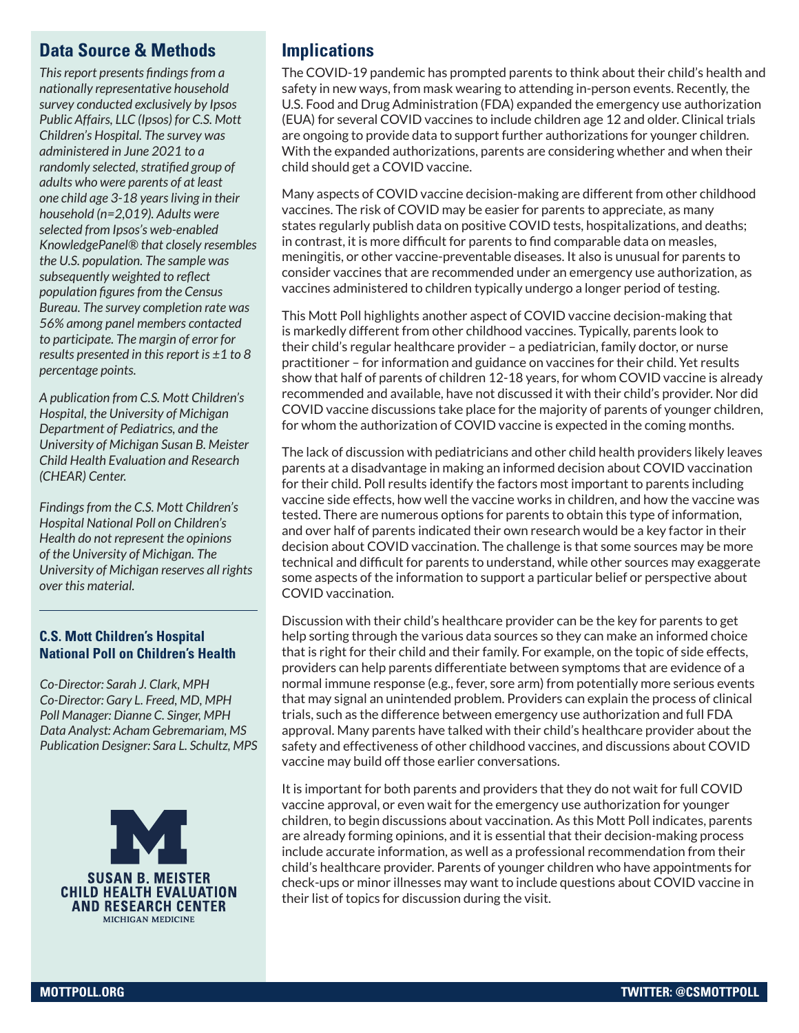## Data Source & Methods

*This report presents findings from a nationally representative household survey conducted exclusively by Ipsos Public Affairs, LLC (Ipsos) for C.S. Mott Children's Hospital. The survey was administered in June 2021 to a randomly selected, stratified group of adults who were parents of at least one child age 3-18 years living in their household (n=2,019). Adults were selected from Ipsos's web-enabled KnowledgePanel® that closely resembles the U.S. population. The sample was subsequently weighted to reflect population figures from the Census Bureau. The survey completion rate was 56% among panel members contacted to participate. The margin of error for results presented in this report is ±1 to 8 percentage points.*

*A publication from C.S. Mott Children's Hospital, the University of Michigan Department of Pediatrics, and the University of Michigan Susan B. Meister Child Health Evaluation and Research (CHEAR) Center.*

*Findings from the C.S. Mott Children's Hospital National Poll on Children's Health do not represent the opinions of the University of Michigan. The University of Michigan reserves all rights over this material.*

### C.S. Mott Children's Hospital National Poll on Children's Health

*Co-Director: Sarah J. Clark, MPH*
*Co-Director: Gary L. Freed, MD, MPH*
*Poll Manager: Dianne C. Singer, MPH*
*Data Analyst: Acham Gebremariam, MS*
*Publication Designer: Sara L. Schultz, MPS*

SUSAN B. MEISTER CHILD HEALTH EVALUATION AND RESEARCH CENTER
MICHIGAN MEDICINE

## Implications

The COVID-19 pandemic has prompted parents to think about their child's health and safety in new ways, from mask wearing to attending in-person events. Recently, the U.S. Food and Drug Administration (FDA) expanded the emergency use authorization (EUA) for several COVID vaccines to include children age 12 and older. Clinical trials are ongoing to provide data to support further authorizations for younger children. With the expanded authorizations, parents are considering whether and when their child should get a COVID vaccine.

Many aspects of COVID vaccine decision-making are different from other childhood vaccines. The risk of COVID may be easier for parents to appreciate, as many states regularly publish data on positive COVID tests, hospitalizations, and deaths; in contrast, it is more difficult for parents to find comparable data on measles, meningitis, or other vaccine-preventable diseases. It also is unusual for parents to consider vaccines that are recommended under an emergency use authorization, as vaccines administered to children typically undergo a longer period of testing.

This Mott Poll highlights another aspect of COVID vaccine decision-making that is markedly different from other childhood vaccines. Typically, parents look to their child's regular healthcare provider – a pediatrician, family doctor, or nurse practitioner – for information and guidance on vaccines for their child. Yet results show that half of parents of children 12-18 years, for whom COVID vaccine is already recommended and available, have not discussed it with their child's provider. Nor did COVID vaccine discussions take place for the majority of parents of younger children, for whom the authorization of COVID vaccine is expected in the coming months.

The lack of discussion with pediatricians and other child health providers likely leaves parents at a disadvantage in making an informed decision about COVID vaccination for their child. Poll results identify the factors most important to parents including vaccine side effects, how well the vaccine works in children, and how the vaccine was tested. There are numerous options for parents to obtain this type of information, and over half of parents indicated their own research would be a key factor in their decision about COVID vaccination. The challenge is that some sources may be more technical and difficult for parents to understand, while other sources may exaggerate some aspects of the information to support a particular belief or perspective about COVID vaccination.

Discussion with their child's healthcare provider can be the key for parents to get help sorting through the various data sources so they can make an informed choice that is right for their child and their family. For example, on the topic of side effects, providers can help parents differentiate between symptoms that are evidence of a normal immune response (e.g., fever, sore arm) from potentially more serious events that may signal an unintended problem. Providers can explain the process of clinical trials, such as the difference between emergency use authorization and full FDA approval. Many parents have talked with their child's healthcare provider about the safety and effectiveness of other childhood vaccines, and discussions about COVID vaccine may build off those earlier conversations.

It is important for both parents and providers that they do not wait for full COVID vaccine approval, or even wait for the emergency use authorization for younger children, to begin discussions about vaccination. As this Mott Poll indicates, parents are already forming opinions, and it is essential that their decision-making process include accurate information, as well as a professional recommendation from their child's healthcare provider. Parents of younger children who have appointments for check-ups or minor illnesses may want to include questions about COVID vaccine in their list of topics for discussion during the visit.